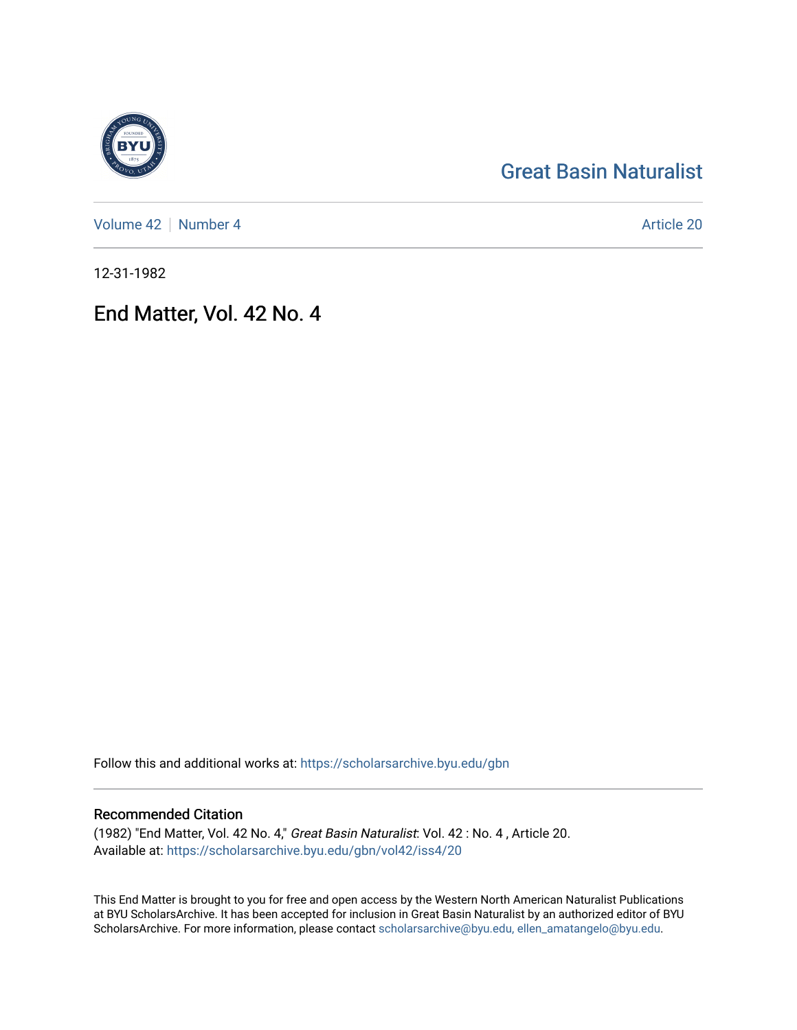Great Basin Naturalist

Volume 42 | Number 4 | Article 20

12-31-1982

# End Matter, Vol. 42 No. 4

Follow this and additional works at: https://scholarsarchive.byu.edu/gbn

## Recommended Citation

(1982) "End Matter, Vol. 42 No. 4," *Great Basin Naturalist*: Vol. 42 : No. 4 , Article 20.
Available at: https://scholarsarchive.byu.edu/gbn/vol42/iss4/20

This End Matter is brought to you for free and open access by the Western North American Naturalist Publications at BYU ScholarsArchive. It has been accepted for inclusion in Great Basin Naturalist by an authorized editor of BYU ScholarsArchive. For more information, please contact scholarsarchive@byu.edu, ellen_amatangelo@byu.edu.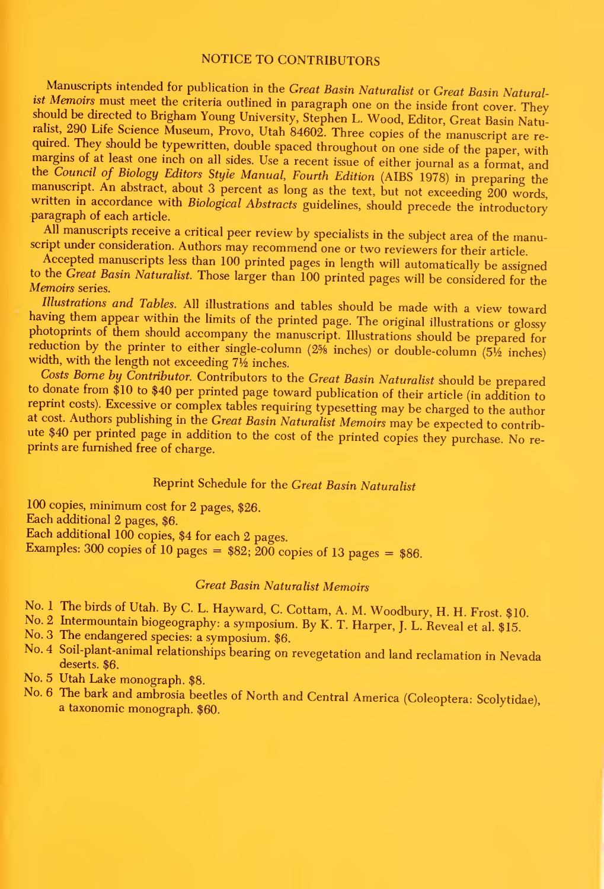# NOTICE TO CONTRIBUTORS

Manuscripts intended for publication in the *Great Basin Naturalist* or *Great Basin Naturalist Memoirs* must meet the criteria outlined in paragraph one on the inside front cover. They should be directed to Brigham Young University, Stephen L. Wood, Editor, Great Basin Naturalist, 290 Life Science Museum, Provo, Utah 84602. Three copies of the manuscript are required. They should be typewritten, double spaced throughout on one side of the paper, with margins of at least one inch on all sides. Use a recent issue of either journal as a format, and the *Council of Biology Editors Style Manual, Fourth Edition* (AIBS 1978) in preparing the manuscript. An abstract, about 3 percent as long as the text, but not exceeding 200 words, written in accordance with *Biological Abstracts* guidelines, should precede the introductory paragraph of each article.

All manuscripts receive a critical peer review by specialists in the subject area of the manuscript under consideration. Authors may recommend one or two reviewers for their article.

Accepted manuscripts less than 100 printed pages in length will automatically be assigned to the *Great Basin Naturalist*. Those larger than 100 printed pages will be considered for the *Memoirs* series.

*Illustrations and Tables.* All illustrations and tables should be made with a view toward having them appear within the limits of the printed page. The original illustrations or glossy photoprints of them should accompany the manuscript. Illustrations should be prepared for reduction by the printer to either single-column (2⅝ inches) or double-column (5½ inches) width, with the length not exceeding 7½ inches.

*Costs Borne by Contributor.* Contributors to the *Great Basin Naturalist* should be prepared to donate from $10 to $40 per printed page toward publication of their article (in addition to reprint costs). Excessive or complex tables requiring typesetting may be charged to the author at cost. Authors publishing in the *Great Basin Naturalist Memoirs* may be expected to contribute $40 per printed page in addition to the cost of the printed copies they purchase. No reprints are furnished free of charge.

## Reprint Schedule for the *Great Basin Naturalist*

100 copies, minimum cost for 2 pages, $26.
Each additional 2 pages, $6.
Each additional 100 copies, $4 for each 2 pages.
Examples: 300 copies of 10 pages = $82; 200 copies of 13 pages = $86.

## *Great Basin Naturalist Memoirs*

- No. 1 The birds of Utah. By C. L. Hayward, C. Cottam, A. M. Woodbury, H. H. Frost. $10.
- No. 2 Intermountain biogeography: a symposium. By K. T. Harper, J. L. Reveal et al. $15.
- No. 3 The endangered species: a symposium. $6.
- No. 4 Soil-plant-animal relationships bearing on revegetation and land reclamation in Nevada deserts. $6.
- No. 5 Utah Lake monograph. $8.
- No. 6 The bark and ambrosia beetles of North and Central America (Coleoptera: Scolytidae), a taxonomic monograph. $60.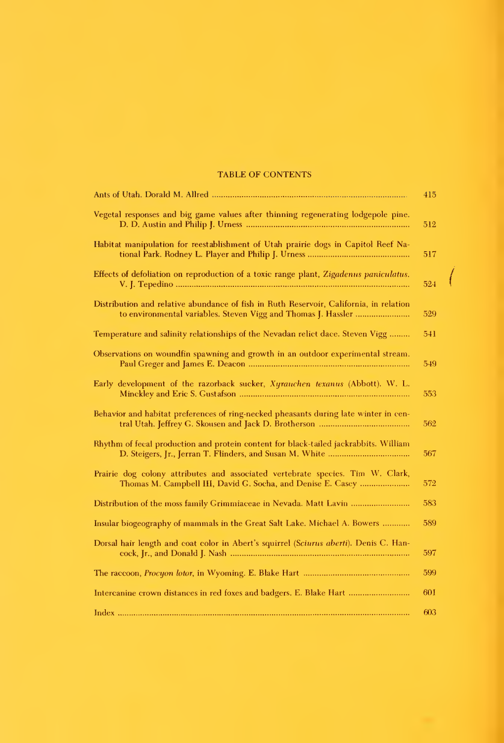## TABLE OF CONTENTS

| | |
|---|---|
| Ants of Utah. Donald M. Allred | 415 |
| Vegetal responses and big game values after thinning regenerating lodgepole pine. D. D. Austin and Philip J. Urness | 512 |
| Habitat manipulation for reestablishment of Utah prairie dogs in Capitol Reef National Park. Rodney L. Player and Philip J. Urness | 517 |
| Effects of defoliation on reproduction of a toxic range plant, *Zigadenus paniculatus*. V. J. Tepedino | 524 |
| Distribution and relative abundance of fish in Ruth Reservoir, California, in relation to environmental variables. Steven Vigg and Thomas J. Hassler | 529 |
| Temperature and salinity relationships of the Nevadan relict dace. Steven Vigg | 541 |
| Observations on woundfin spawning and growth in an outdoor experimental stream. Paul Greger and James E. Deacon | 549 |
| Early development of the razorback sucker, *Xyrauchen texanus* (Abbott). W. L. Minckley and Eric S. Gustafson | 553 |
| Behavior and habitat preferences of ring-necked pheasants during late winter in central Utah. Jeffrey G. Skousen and Jack D. Brotherson | 562 |
| Rhythm of fecal production and protein content for black-tailed jackrabbits. William D. Steigers, Jr., Jerran T. Flinders, and Susan M. White | 567 |
| Prairie dog colony attributes and associated vertebrate species. Tim W. Clark, Thomas M. Campbell III, David G. Socha, and Denise E. Casey | 572 |
| Distribution of the moss family Grimmiaceae in Nevada. Matt Lavin | 583 |
| Insular biogeography of mammals in the Great Salt Lake. Michael A. Bowers | 589 |
| Dorsal hair length and coat color in Abert's squirrel (*Sciurus aberti*). Denis C. Hancock, Jr., and Donald J. Nash | 597 |
| The raccoon, *Procyon lotor*, in Wyoming. E. Blake Hart | 599 |
| Intercanine crown distances in red foxes and badgers. E. Blake Hart | 601 |
| Index | 603 |